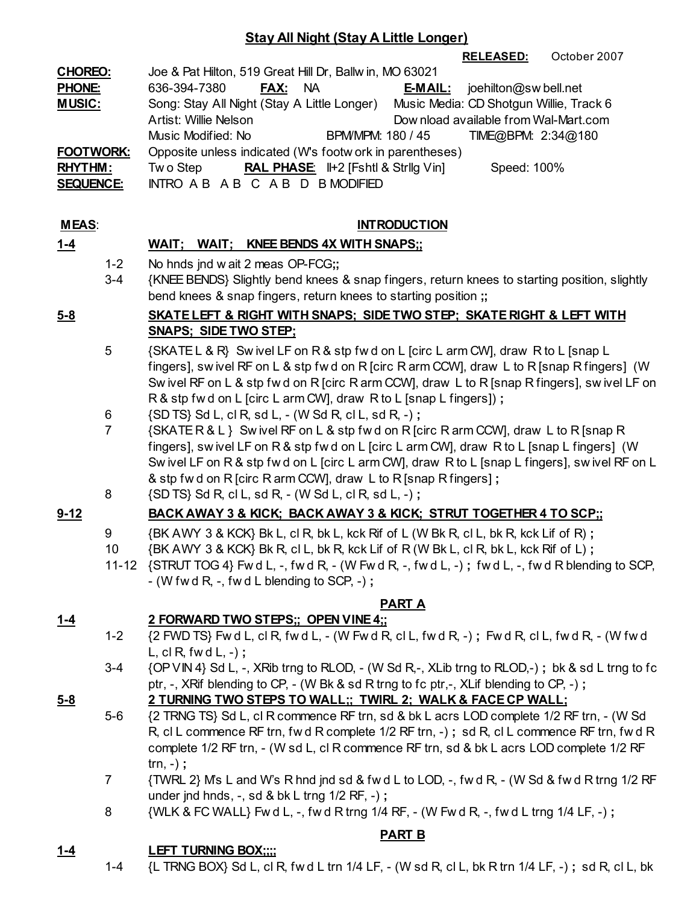## Stay All Night (Stay A Little Longer)

**RELEASED:** October 2007

**CHOREO:** Joe & Pat Hilton, 519 Great Hill Dr, Ballwin, MO 63021
**PHONE:** 636-394-7380 **FAX:** NA **E-MAIL:** joehilton@swbell.net
**MUSIC:** Song: Stay All Night (Stay A Little Longer) Music Media: CD Shotgun Willie, Track 6
Artist: Willie Nelson Download available from Wal-Mart.com
Music Modified: No BPM/MPM: 180 / 45 TIME@BPM: 2:34@180
**FOOTWORK:** Opposite unless indicated (W's footwork in parentheses)
**RHYTHM:** Two Step **RAL PHASE**: II+2 [Fshtl & Strllg Vin] Speed: 100%
**SEQUENCE:** INTRO A B A B C A B D B MODIFIED

**MEAS**: **INTRODUCTION**

**1-4** **WAIT; WAIT; KNEE BENDS 4X WITH SNAPS;;**

1-2 No hnds jnd wait 2 meas OP-FCG;;

3-4 {KNEE BENDS} Slightly bend knees & snap fingers, return knees to starting position, slightly bend knees & snap fingers, return knees to starting position ;;

**5-8** **SKATE LEFT & RIGHT WITH SNAPS; SIDE TWO STEP; SKATE RIGHT & LEFT WITH SNAPS; SIDE TWO STEP;**

5 {SKATE L & R} Swivel LF on R & stp fwd on L [circ L arm CW], draw R to L [snap L fingers], swivel RF on L & stp fwd on R [circ R arm CCW], draw L to R [snap R fingers] (W Swivel RF on L & stp fwd on R [circ R arm CCW], draw L to R [snap R fingers], swivel LF on R & stp fwd on L [circ L arm CW], draw R to L [snap L fingers]) ;

6 {SD TS} Sd L, cl R, sd L, - (W Sd R, cl L, sd R, -) ;

7 {SKATE R & L } Swivel RF on L & stp fwd on R [circ R arm CCW], draw L to R [snap R fingers], swivel LF on R & stp fwd on L [circ L arm CW], draw R to L [snap L fingers] (W Swivel LF on R & stp fwd on L [circ L arm CW], draw R to L [snap L fingers], swivel RF on L & stp fwd on R [circ R arm CCW], draw L to R [snap R fingers] ;

8 {SD TS} Sd R, cl L, sd R, - (W Sd L, cl R, sd L, -) ;

**9-12** **BACK AWAY 3 & KICK; BACK AWAY 3 & KICK; STRUT TOGETHER 4 TO SCP;;**

9 {BK AWY 3 & KCK} Bk L, cl R, bk L, kck Rif of L (W Bk R, cl L, bk R, kck Lif of R) ;

10 {BK AWY 3 & KCK} Bk R, cl L, bk R, kck Lif of R (W Bk L, cl R, bk L, kck Rif of L) ;

11-12 {STRUT TOG 4} Fwd L, -, fwd R, - (W Fwd R, -, fwd L, -) ; fwd L, -, fwd R blending to SCP, - (W fwd R, -, fwd L blending to SCP, -) ;

**PART A**

**1-4** **2 FORWARD TWO STEPS;; OPEN VINE 4;;**

1-2 {2 FWD TS} Fwd L, cl R, fwd L, - (W Fwd R, cl L, fwd R, -) ; Fwd R, cl L, fwd R, - (W fwd L, cl R, fwd L, -) ;

3-4 {OP VIN 4} Sd L, -, XRib trng to RLOD, - (W Sd R,-, XLib trng to RLOD,-) ; bk & sd L trng to fc ptr, -, XRif blending to CP, - (W Bk & sd R trng to fc ptr,-, XLif blending to CP, -) ;

**5-8** **2 TURNING TWO STEPS TO WALL;; TWIRL 2; WALK & FACE CP WALL;**

5-6 {2 TRNG TS} Sd L, cl R commence RF trn, sd & bk L acrs LOD complete 1/2 RF trn, - (W Sd R, cl L commence RF trn, fwd R complete 1/2 RF trn, -) ; sd R, cl L commence RF trn, fwd R complete 1/2 RF trn, - (W sd L, cl R commence RF trn, sd & bk L acrs LOD complete 1/2 RF trn, -) ;

7 {TWRL 2} M's L and W's R hnd jnd sd & fwd L to LOD, -, fwd R, - (W Sd & fwd R trng 1/2 RF under jnd hnds, -, sd & bk L trng 1/2 RF, -) ;

8 {WLK & FC WALL} Fwd L, -, fwd R trng 1/4 RF, - (W Fwd R, -, fwd L trng 1/4 LF, -) ;

**PART B**

**1-4** **LEFT TURNING BOX;;;;**

1-4 {L TRNG BOX} Sd L, cl R, fwd L trn 1/4 LF, - (W sd R, cl L, bk R trn 1/4 LF, -) ; sd R, cl L, bk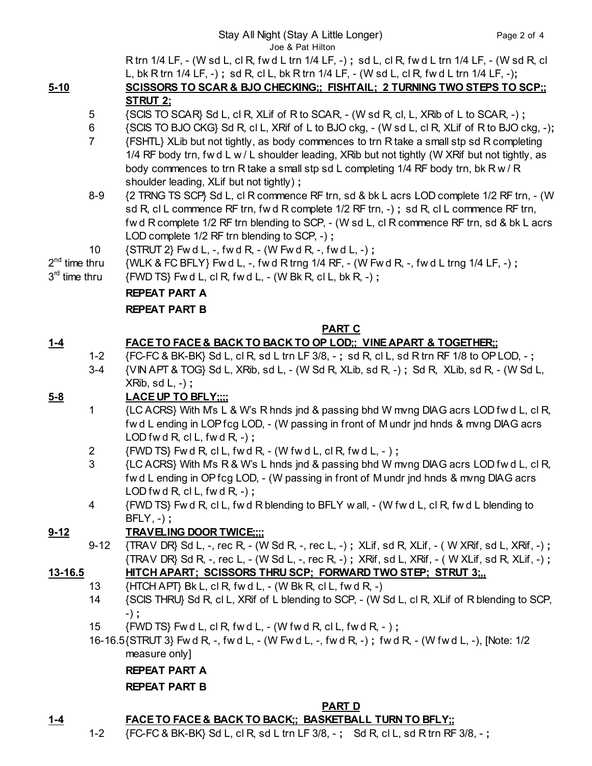R trn 1/4 LF, - (W sd L, cl R, fwd L trn 1/4 LF, -) **;** sd L, cl R, fwd L trn 1/4 LF, - (W sd R, cl L, bk R trn 1/4 LF, -) **;** sd R, cl L, bk R trn 1/4 LF, - (W sd L, cl R, fwd L trn 1/4 LF, -)**;**

**5-10** **SCISSORS TO SCAR & BJO CHECKING;; FISHTAIL; 2 TURNING TWO STEPS TO SCP;; STRUT 2;**

5 {SCIS TO SCAR} Sd L, cl R, XLif of R to SCAR, - (W sd R, cl, L, XRib of L to SCAR, -) **;**

6 {SCIS TO BJO CKG} Sd R, cl L, XRif of L to BJO ckg, - (W sd L, cl R, XLif of R to BJO ckg, -)**;**

7 {FSHTL} XLib but not tightly, as body commences to trn R take a small stp sd R completing 1/4 RF body trn, fwd L w / L shoulder leading, XRib but not tightly (W XRif but not tightly, as body commences to trn R take a small stp sd L completing 1/4 RF body trn, bk R w / R shoulder leading, XLif but not tightly) **;**

8-9 {2 TRNG TS SCP} Sd L, cl R commence RF trn, sd & bk L acrs LOD complete 1/2 RF trn, - (W sd R, cl L commence RF trn, fwd R complete 1/2 RF trn, -) **;** sd R, cl L commence RF trn, fwd R complete 1/2 RF trn blending to SCP, - (W sd L, cl R commence RF trn, sd & bk L acrs LOD complete 1/2 RF trn blending to SCP, -) **;**

10 {STRUT 2} Fwd L, -, fwd R, - (W Fwd R, -, fwd L, -) **;**

2nd time thru {WLK & FC BFLY} Fwd L, -, fwd R trng 1/4 RF, - (W Fwd R, -, fwd L trng 1/4 LF, -) **;**

3rd time thru {FWD TS} Fwd L, cl R, fwd L, - (W Bk R, cl L, bk R, -) **;**

**REPEAT PART A**

**REPEAT PART B**

## PART C

**1-4** **FACE TO FACE & BACK TO BACK TO OP LOD;; VINE APART & TOGETHER;;**

1-2 {FC-FC & BK-BK} Sd L, cl R, sd L trn LF 3/8, - **;** sd R, cl L, sd R trn RF 1/8 to OP LOD, - **;**

3-4 {VIN APT & TOG} Sd L, XRib, sd L, - (W Sd R, XLib, sd R, -) **;** Sd R, XLib, sd R, - (W Sd L, XRib, sd L, -) **;**

**5-8** **LACE UP TO BFLY;;;;**

1 {LC ACRS} With M's L & W's R hnds jnd & passing bhd W mvng DIAG acrs LOD fwd L, cl R, fwd L ending in LOP fcg LOD, - (W passing in front of M undr jnd hnds & mvng DIAG acrs LOD fwd R, cl L, fwd R, -) **;**

2 {FWD TS} Fwd R, cl L, fwd R, - (W fwd L, cl R, fwd L, - ) **;**

3 {LC ACRS} With M's R & W's L hnds jnd & passing bhd W mvng DIAG acrs LOD fwd L, cl R, fwd L ending in OP fcg LOD, - (W passing in front of M undr jnd hnds & mvng DIAG acrs LOD fwd R, cl L, fwd R, -) **;**

4 {FWD TS} Fwd R, cl L, fwd R blending to BFLY wall, - (W fwd L, cl R, fwd L blending to BFLY, -) **;**

**9-12** **TRAVELING DOOR TWICE;;;;**

9-12 {TRAV DR} Sd L, -, rec R, - (W Sd R, -, rec L, -) **;** XLif, sd R, XLif, - ( W XRif, sd L, XRif, -) **;** {TRAV DR} Sd R, -, rec L, - (W Sd L, -, rec R, -) **;** XRif, sd L, XRif, - ( W XLif, sd R, XLif, -) **;**

**13-16.5** **HITCH APART; SCISSORS THRU SCP; FORWARD TWO STEP; STRUT 3;,,**

13 {HTCH APT} Bk L, cl R, fwd L, - (W Bk R, cl L, fwd R, -)

14 {SCIS THRU} Sd R, cl L, XRif of L blending to SCP, - (W Sd L, cl R, XLif of R blending to SCP, -) **;**

15 {FWD TS} Fwd L, cl R, fwd L, - (W fwd R, cl L, fwd R, - ) **;**

16-16.5 {STRUT 3} Fwd R, -, fwd L, - (W Fwd L, -, fwd R, -) **;** fwd R, - (W fwd L, -), [Note: 1/2 measure only]

**REPEAT PART A**

**REPEAT PART B**

## PART D

**1-4** **FACE TO FACE & BACK TO BACK;; BASKETBALL TURN TO BFLY;;**

1-2 {FC-FC & BK-BK} Sd L, cl R, sd L trn LF 3/8, - **;** Sd R, cl L, sd R trn RF 3/8, - **;**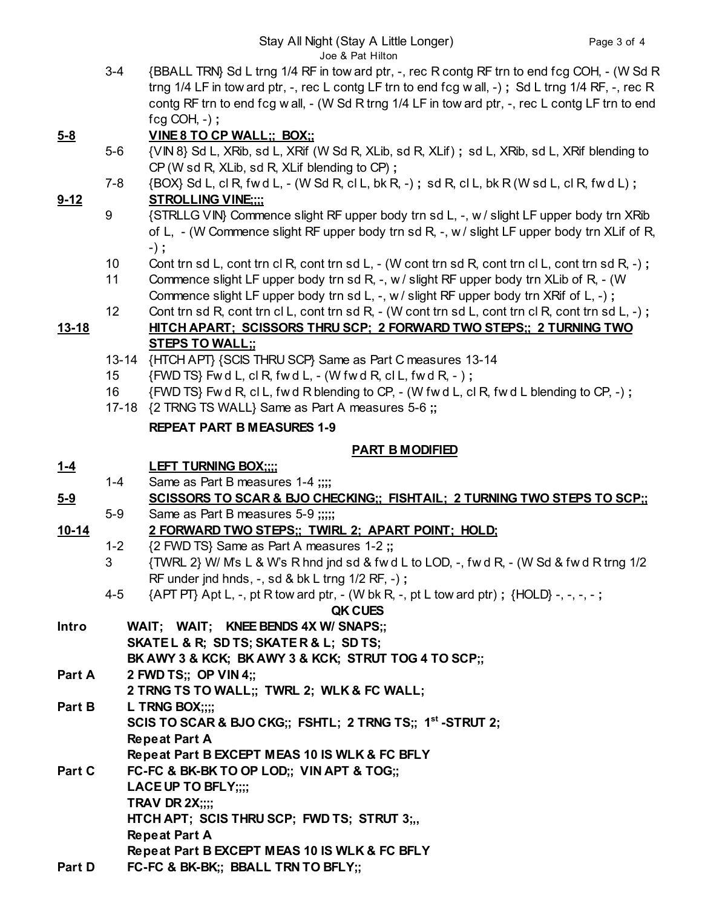3-4 {BBALL TRN} Sd L trng 1/4 RF in tow ard ptr, -, rec R contg RF trn to end fcg COH, - (W Sd R trng 1/4 LF in tow ard ptr, -, rec L contg LF trn to end fcg w all, -) ; Sd L trng 1/4 RF, -, rec R contg RF trn to end fcg w all, - (W Sd R trng 1/4 LF in tow ard ptr, -, rec L contg LF trn to end fcg COH, -) ;

**5-8** **VINE 8 TO CP WALL;; BOX;;**

5-6 {VIN 8} Sd L, XRib, sd L, XRif (W Sd R, XLib, sd R, XLif) ; sd L, XRib, sd L, XRif blending to CP (W sd R, XLib, sd R, XLif blending to CP) ;

7-8 {BOX} Sd L, cl R, fw d L, - (W Sd R, cl L, bk R, -) ; sd R, cl L, bk R (W sd L, cl R, fw d L) ;

**9-12** **STROLLING VINE;;;;**

9 {STRLLG VIN} Commence slight RF upper body trn sd L, -, w / slight LF upper body trn XRib of L, - (W Commence slight RF upper body trn sd R, -, w / slight LF upper body trn XLif of R, -) ;

10 Cont trn sd L, cont trn cl R, cont trn sd L, - (W cont trn sd R, cont trn cl L, cont trn sd R, -) ;

11 Commence slight LF upper body trn sd R, -, w / slight RF upper body trn XLib of R, - (W Commence slight LF upper body trn sd L, -, w / slight RF upper body trn XRif of L, -) ;

12 Cont trn sd R, cont trn cl L, cont trn sd R, - (W cont trn sd L, cont trn cl R, cont trn sd L, -) ;

**13-18** **HITCH APART; SCISSORS THRU SCP; 2 FORWARD TWO STEPS;; 2 TURNING TWO STEPS TO WALL;;**

13-14 {HTCH APT} {SCIS THRU SCP} Same as Part C measures 13-14

15 {FWD TS} Fw d L, cl R, fw d L, - (W fw d R, cl L, fw d R, - ) ;

16 {FWD TS} Fw d R, cl L, fw d R blending to CP, - (W fw d L, cl R, fw d L blending to CP, -) ;

17-18 {2 TRNG TS WALL} Same as Part A measures 5-6 ;;

**REPEAT PART B MEASURES 1-9**

## PART B MODIFIED

**1-4** **LEFT TURNING BOX;;;;**

1-4 Same as Part B measures 1-4 ;;;;

**5-9** **SCISSORS TO SCAR & BJO CHECKING;; FISHTAIL; 2 TURNING TWO STEPS TO SCP;;**

5-9 Same as Part B measures 5-9 ;;;;;

**10-14** **2 FORWARD TWO STEPS;; TWIRL 2; APART POINT; HOLD;**

1-2 {2 FWD TS} Same as Part A measures 1-2 ;;

3 {TWRL 2} W/ M's L & W's R hnd jnd sd & fw d L to LOD, -, fw d R, - (W Sd & fw d R trng 1/2 RF under jnd hnds, -, sd & bk L trng 1/2 RF, -) ;

4-5 {APT PT} Apt L, -, pt R tow ard ptr, - (W bk R, -, pt L tow ard ptr) ; {HOLD} -, -, -, - ;

## QK CUES

**Intro** WAIT; WAIT; KNEE BENDS 4X W/ SNAPS;;
SKATE L & R; SD TS; SKATE R & L; SD TS;
BK AWY 3 & KCK; BK AWY 3 & KCK; STRUT TOG 4 TO SCP;;

**Part A** 2 FWD TS;; OP VIN 4;;
2 TRNG TS TO WALL;; TWIRL 2; WLK & FC WALL;

**Part B** L TRNG BOX;;;;
SCIS TO SCAR & BJO CKG;; FSHTL; 2 TRNG TS;; 1st -STRUT 2;
Repeat Part A
Repeat Part B EXCEPT MEAS 10 IS WLK & FC BFLY

**Part C** FC-FC & BK-BK TO OP LOD;; VIN APT & TOG;;
LACE UP TO BFLY;;;;
TRAV DR 2X;;;;
HTCH APT; SCIS THRU SCP; FWD TS; STRUT 3;,,
Repeat Part A
Repeat Part B EXCEPT MEAS 10 IS WLK & FC BFLY

**Part D** FC-FC & BK-BK;; BBALL TRN TO BFLY;;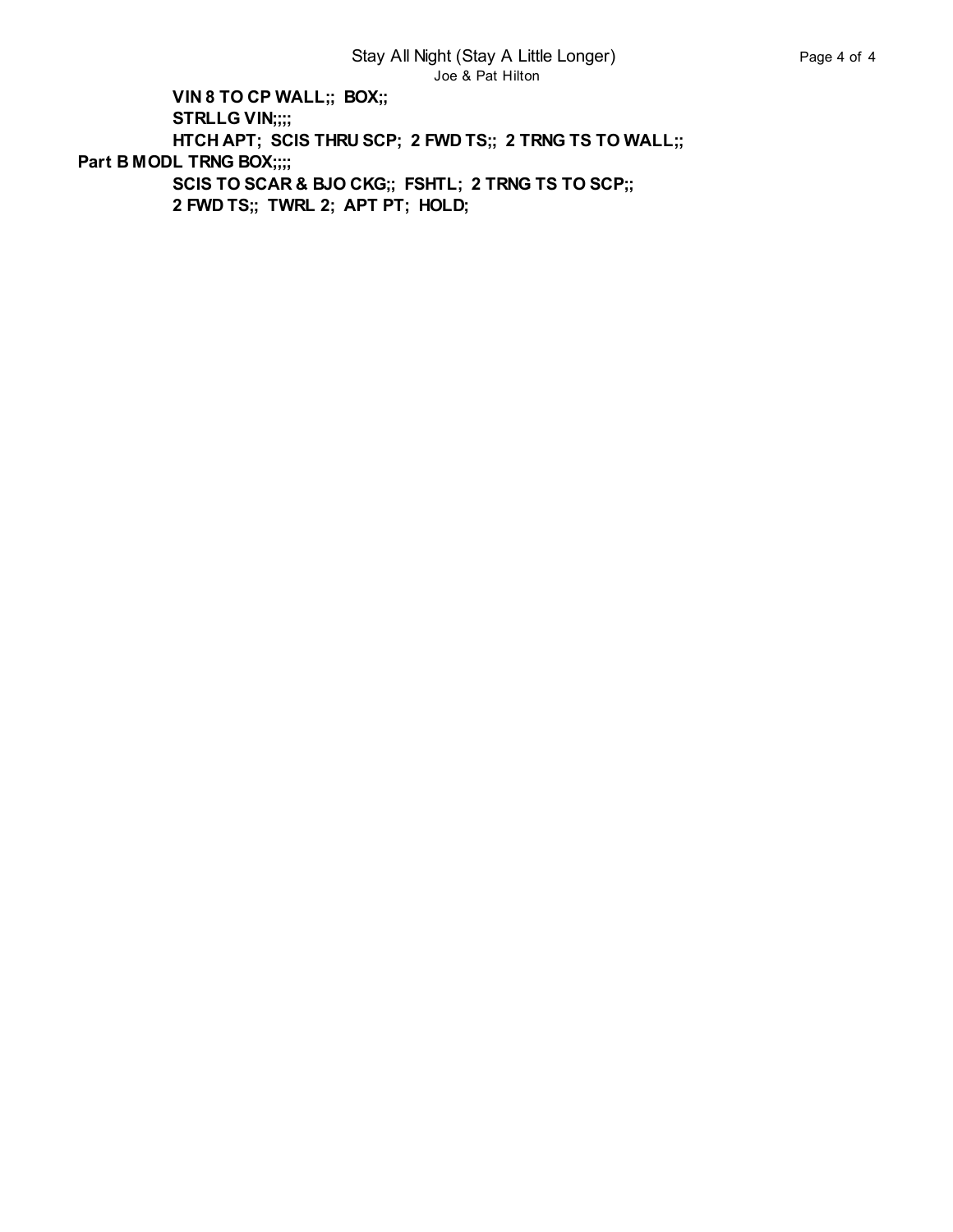**VIN 8 TO CP WALL;; BOX;;**

**STRLLG VIN;;;;**

**HTCH APT; SCIS THRU SCP; 2 FWD TS;; 2 TRNG TS TO WALL;;**

**Part B MODL TRNG BOX;;;;**

**SCIS TO SCAR & BJO CKG;; FSHTL; 2 TRNG TS TO SCP;;**

**2 FWD TS;; TWRL 2; APT PT; HOLD;**